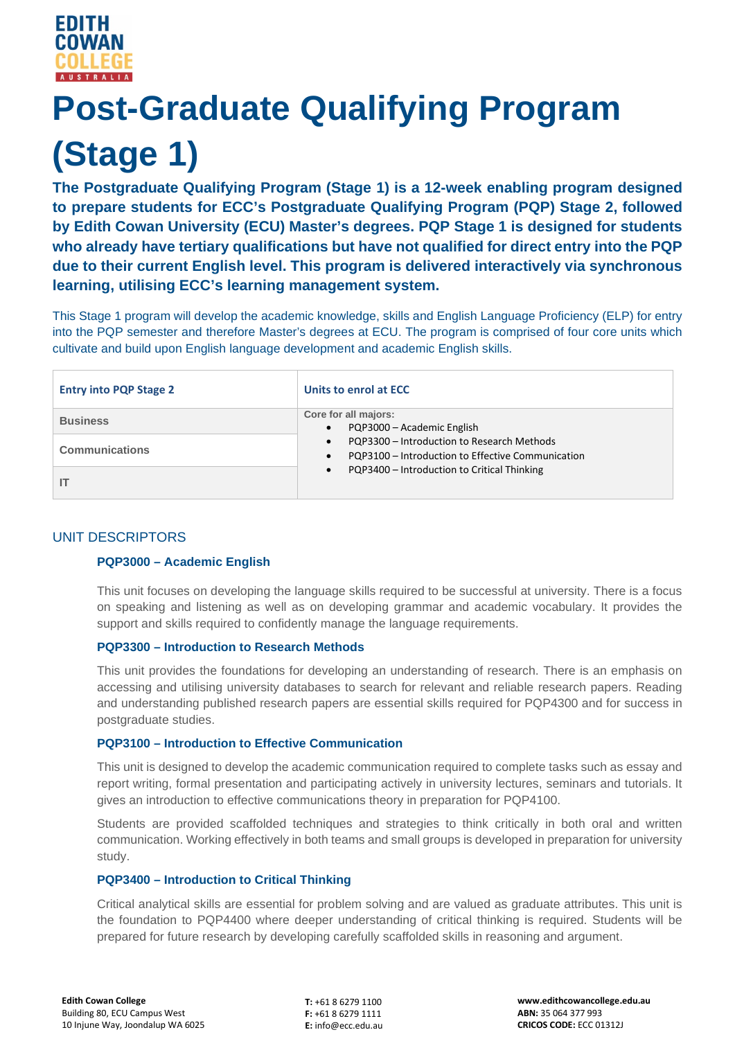EDITH COWAN COLLEGE AUSTRALIA

# Post-Graduate Qualifying Program (Stage 1)

**The Postgraduate Qualifying Program (Stage 1) is a 12-week enabling program designed to prepare students for ECC's Postgraduate Qualifying Program (PQP) Stage 2, followed by Edith Cowan University (ECU) Master's degrees. PQP Stage 1 is designed for students who already have tertiary qualifications but have not qualified for direct entry into the PQP due to their current English level. This program is delivered interactively via synchronous learning, utilising ECC's learning management system.**

This Stage 1 program will develop the academic knowledge, skills and English Language Proficiency (ELP) for entry into the PQP semester and therefore Master's degrees at ECU. The program is comprised of four core units which cultivate and build upon English language development and academic English skills.

| Entry into PQP Stage 2 | Units to enrol at ECC |
|---|---|
| Business | Core for all majors:<br>• PQP3000 – Academic English<br>• PQP3300 – Introduction to Research Methods<br>• PQP3100 – Introduction to Effective Communication<br>• PQP3400 – Introduction to Critical Thinking |
| Communications | |
| IT | |

## UNIT DESCRIPTORS

### PQP3000 – Academic English

This unit focuses on developing the language skills required to be successful at university. There is a focus on speaking and listening as well as on developing grammar and academic vocabulary. It provides the support and skills required to confidently manage the language requirements.

### PQP3300 – Introduction to Research Methods

This unit provides the foundations for developing an understanding of research. There is an emphasis on accessing and utilising university databases to search for relevant and reliable research papers. Reading and understanding published research papers are essential skills required for PQP4300 and for success in postgraduate studies.

### PQP3100 – Introduction to Effective Communication

This unit is designed to develop the academic communication required to complete tasks such as essay and report writing, formal presentation and participating actively in university lectures, seminars and tutorials. It gives an introduction to effective communications theory in preparation for PQP4100.

Students are provided scaffolded techniques and strategies to think critically in both oral and written communication. Working effectively in both teams and small groups is developed in preparation for university study.

### PQP3400 – Introduction to Critical Thinking

Critical analytical skills are essential for problem solving and are valued as graduate attributes. This unit is the foundation to PQP4400 where deeper understanding of critical thinking is required. Students will be prepared for future research by developing carefully scaffolded skills in reasoning and argument.

**Edith Cowan College**
Building 80, ECU Campus West
10 Injune Way, Joondalup WA 6025

**T:** +61 8 6279 1100
**F:** +61 8 6279 1111
**E:** info@ecc.edu.au

**www.edithcowancollege.edu.au**
**ABN:** 35 064 377 993
**CRICOS CODE:** ECC 01312J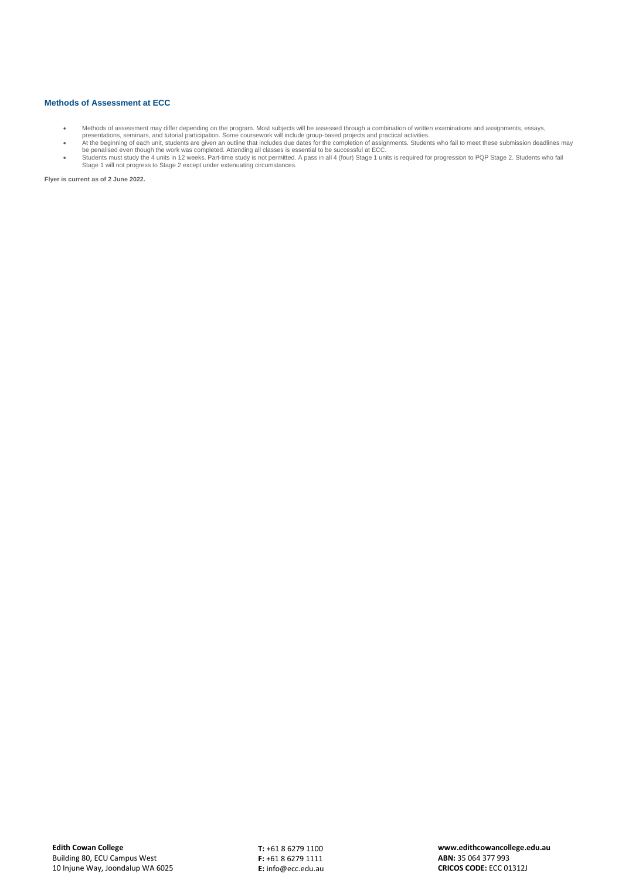### Methods of Assessment at ECC

- Methods of assessment may differ depending on the program. Most subjects will be assessed through a combination of written examinations and assignments, essays, presentations, seminars, and tutorial participation. Some coursework will include group-based projects and practical activities.
- At the beginning of each unit, students are given an outline that includes due dates for the completion of assignments. Students who fail to meet these submission deadlines may be penalised even though the work was completed. Attending all classes is essential to be successful at ECC.
- Students must study the 4 units in 12 weeks. Part-time study is not permitted. A pass in all 4 (four) Stage 1 units is required for progression to PQP Stage 2. Students who fail Stage 1 will not progress to Stage 2 except under extenuating circumstances.

**Flyer is current as of 2 June 2022.**

**Edith Cowan College**
Building 80, ECU Campus West
10 Injune Way, Joondalup WA 6025

**T:** +61 8 6279 1100
**F:** +61 8 6279 1111
**E:** info@ecc.edu.au

**www.edithcowancollege.edu.au**
**ABN:** 35 064 377 993
**CRICOS CODE:** ECC 01312J